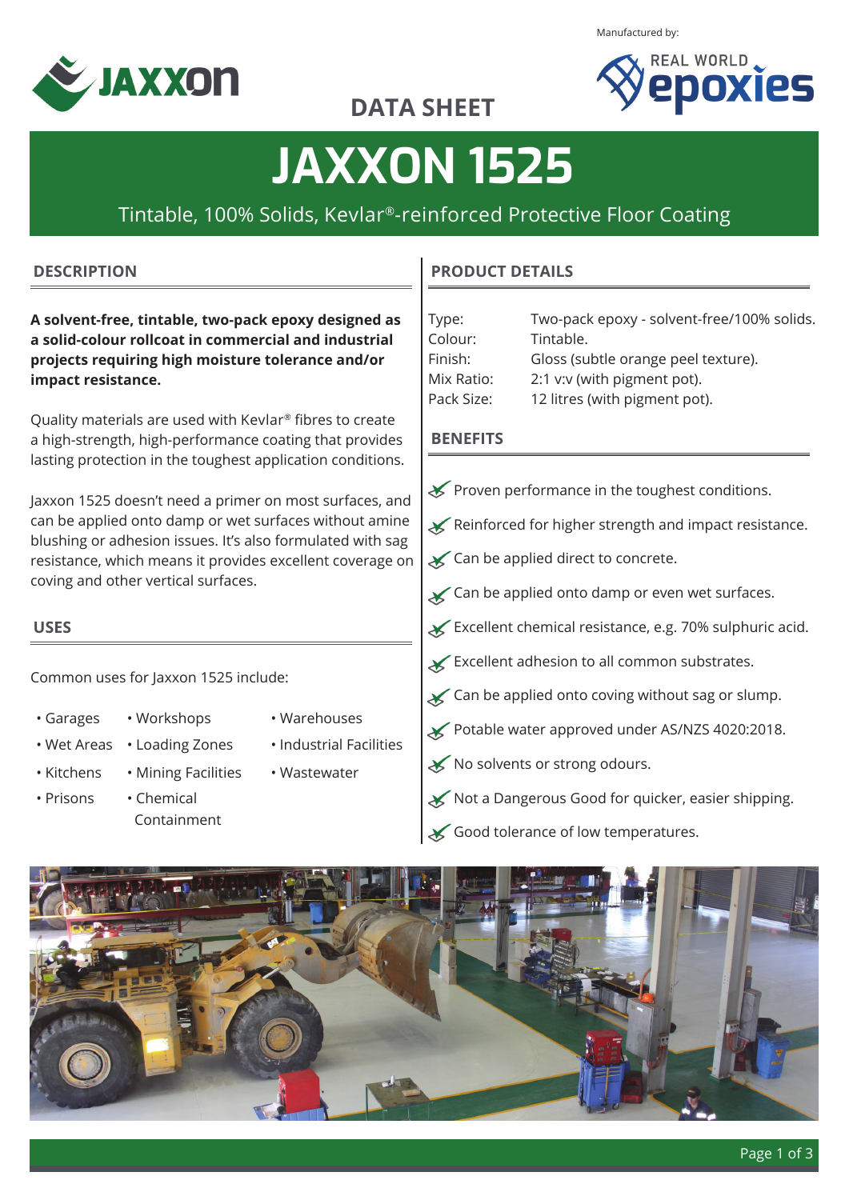Manufactured by:

## DATA SHEET

# JAXXON 1525

Tintable, 100% Solids, Kevlar®-reinforced Protective Floor Coating

## DESCRIPTION

**A solvent-free, tintable, two-pack epoxy designed as a solid-colour rollcoat in commercial and industrial projects requiring high moisture tolerance and/or impact resistance.**

Quality materials are used with Kevlar® fibres to create a high-strength, high-performance coating that provides lasting protection in the toughest application conditions.

Jaxxon 1525 doesn't need a primer on most surfaces, and can be applied onto damp or wet surfaces without amine blushing or adhesion issues. It's also formulated with sag resistance, which means it provides excellent coverage on coving and other vertical surfaces.

## USES

Common uses for Jaxxon 1525 include:

- Garages
- Wet Areas
- Kitchens
- Prisons
- Workshops
- Loading Zones
- Mining Facilities
- Chemical Containment
- Warehouses
- Industrial Facilities
- Wastewater

## PRODUCT DETAILS

| | |
|---|---|
| Type: | Two-pack epoxy - solvent-free/100% solids. |
| Colour: | Tintable. |
| Finish: | Gloss (subtle orange peel texture). |
| Mix Ratio: | 2:1 v:v (with pigment pot). |
| Pack Size: | 12 litres (with pigment pot). |

## BENEFITS

- Proven performance in the toughest conditions.
- Reinforced for higher strength and impact resistance.
- Can be applied direct to concrete.
- Can be applied onto damp or even wet surfaces.
- Excellent chemical resistance, e.g. 70% sulphuric acid.
- Excellent adhesion to all common substrates.
- Can be applied onto coving without sag or slump.
- Potable water approved under AS/NZS 4020:2018.
- No solvents or strong odours.
- Not a Dangerous Good for quicker, easier shipping.
- Good tolerance of low temperatures.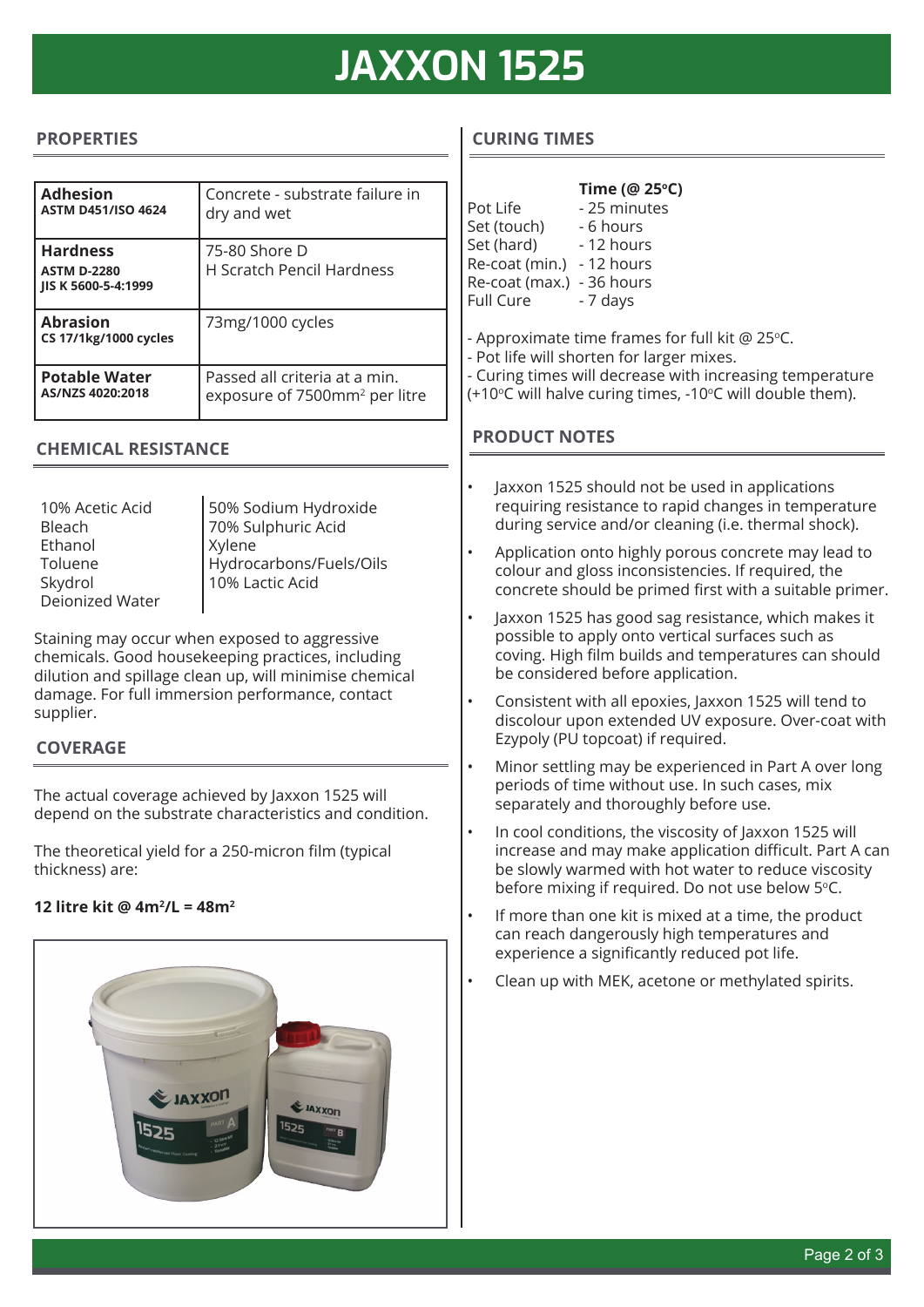# JAXXON 1525

## PROPERTIES

| Property | Result |
|---|---|
| **Adhesion** ASTM D451/ISO 4624 | Concrete - substrate failure in dry and wet |
| **Hardness** ASTM D-2280 JIS K 5600-5-4:1999 | 75-80 Shore D<br>H Scratch Pencil Hardness |
| **Abrasion** CS 17/1kg/1000 cycles | 73mg/1000 cycles |
| **Potable Water** AS/NZS 4020:2018 | Passed all criteria at a min. exposure of 7500mm² per litre |

## CHEMICAL RESISTANCE

| | |
|---|---|
| 10% Acetic Acid | 50% Sodium Hydroxide |
| Bleach | 70% Sulphuric Acid |
| Ethanol | Xylene |
| Toluene | Hydrocarbons/Fuels/Oils |
| Skydrol | 10% Lactic Acid |
| Deionized Water | |

Staining may occur when exposed to aggressive chemicals. Good housekeeping practices, including dilution and spillage clean up, will minimise chemical damage. For full immersion performance, contact supplier.

## COVERAGE

The actual coverage achieved by Jaxxon 1525 will depend on the substrate characteristics and condition.

The theoretical yield for a 250-micron film (typical thickness) are:

**12 litre kit @ 4m²/L = 48m²**

## CURING TIMES

| | Time (@ 25°C) |
|---|---|
| Pot Life | - 25 minutes |
| Set (touch) | - 6 hours |
| Set (hard) | - 12 hours |
| Re-coat (min.) | - 12 hours |
| Re-coat (max.) | - 36 hours |
| Full Cure | - 7 days |

- Approximate time frames for full kit @ 25°C.
- Pot life will shorten for larger mixes.
- Curing times will decrease with increasing temperature (+10°C will halve curing times, -10°C will double them).

## PRODUCT NOTES

- Jaxxon 1525 should not be used in applications requiring resistance to rapid changes in temperature during service and/or cleaning (i.e. thermal shock).
- Application onto highly porous concrete may lead to colour and gloss inconsistencies. If required, the concrete should be primed first with a suitable primer.
- Jaxxon 1525 has good sag resistance, which makes it possible to apply onto vertical surfaces such as coving. High film builds and temperatures can should be considered before application.
- Consistent with all epoxies, Jaxxon 1525 will tend to discolour upon extended UV exposure. Over-coat with Ezypoly (PU topcoat) if required.
- Minor settling may be experienced in Part A over long periods of time without use. In such cases, mix separately and thoroughly before use.
- In cool conditions, the viscosity of Jaxxon 1525 will increase and may make application difficult. Part A can be slowly warmed with hot water to reduce viscosity before mixing if required. Do not use below 5°C.
- If more than one kit is mixed at a time, the product can reach dangerously high temperatures and experience a significantly reduced pot life.
- Clean up with MEK, acetone or methylated spirits.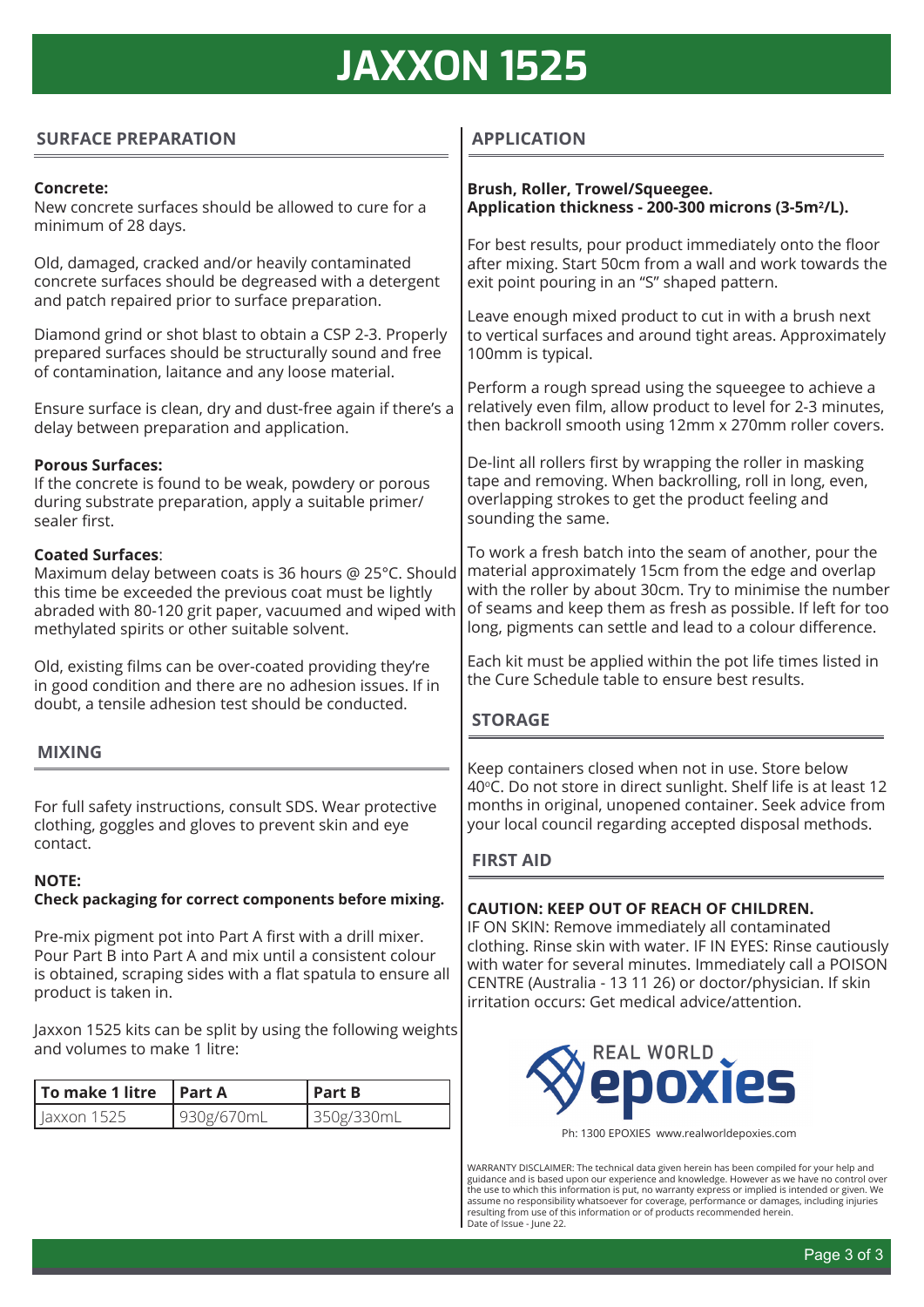# JAXXON 1525

## SURFACE PREPARATION

**Concrete:**
New concrete surfaces should be allowed to cure for a minimum of 28 days.

Old, damaged, cracked and/or heavily contaminated concrete surfaces should be degreased with a detergent and patch repaired prior to surface preparation.

Diamond grind or shot blast to obtain a CSP 2-3. Properly prepared surfaces should be structurally sound and free of contamination, laitance and any loose material.

Ensure surface is clean, dry and dust-free again if there's a delay between preparation and application.

**Porous Surfaces:**
If the concrete is found to be weak, powdery or porous during substrate preparation, apply a suitable primer/sealer first.

**Coated Surfaces**:
Maximum delay between coats is 36 hours @ 25°C. Should this time be exceeded the previous coat must be lightly abraded with 80-120 grit paper, vacuumed and wiped with methylated spirits or other suitable solvent.

Old, existing films can be over-coated providing they're in good condition and there are no adhesion issues. If in doubt, a tensile adhesion test should be conducted.

## MIXING

For full safety instructions, consult SDS. Wear protective clothing, goggles and gloves to prevent skin and eye contact.

**NOTE:**
**Check packaging for correct components before mixing.**

Pre-mix pigment pot into Part A first with a drill mixer. Pour Part B into Part A and mix until a consistent colour is obtained, scraping sides with a flat spatula to ensure all product is taken in.

Jaxxon 1525 kits can be split by using the following weights and volumes to make 1 litre:

| To make 1 litre | Part A | Part B |
|---|---|---|
| Jaxxon 1525 | 930g/670mL | 350g/330mL |

## APPLICATION

**Brush, Roller, Trowel/Squeegee.**
**Application thickness - 200-300 microns (3-5m²/L).**

For best results, pour product immediately onto the floor after mixing. Start 50cm from a wall and work towards the exit point pouring in an "S" shaped pattern.

Leave enough mixed product to cut in with a brush next to vertical surfaces and around tight areas. Approximately 100mm is typical.

Perform a rough spread using the squeegee to achieve a relatively even film, allow product to level for 2-3 minutes, then backroll smooth using 12mm x 270mm roller covers.

De-lint all rollers first by wrapping the roller in masking tape and removing. When backrolling, roll in long, even, overlapping strokes to get the product feeling and sounding the same.

To work a fresh batch into the seam of another, pour the material approximately 15cm from the edge and overlap with the roller by about 30cm. Try to minimise the number of seams and keep them as fresh as possible. If left for too long, pigments can settle and lead to a colour difference.

Each kit must be applied within the pot life times listed in the Cure Schedule table to ensure best results.

## STORAGE

Keep containers closed when not in use. Store below 40°C. Do not store in direct sunlight. Shelf life is at least 12 months in original, unopened container. Seek advice from your local council regarding accepted disposal methods.

## FIRST AID

**CAUTION: KEEP OUT OF REACH OF CHILDREN.**
IF ON SKIN: Remove immediately all contaminated clothing. Rinse skin with water. IF IN EYES: Rinse cautiously with water for several minutes. Immediately call a POISON CENTRE (Australia - 13 11 26) or doctor/physician. If skin irritation occurs: Get medical advice/attention.

REAL WORLD epoxies

Ph: 1300 EPOXIES www.realworldepoxies.com

WARRANTY DISCLAIMER: The technical data given herein has been compiled for your help and guidance and is based upon our experience and knowledge. However as we have no control over the use to which this information is put, no warranty express or implied is intended or given. We assume no responsibility whatsoever for coverage, performance or damages, including injuries resulting from use of this information or of products recommended herein.
Date of Issue - June 22.